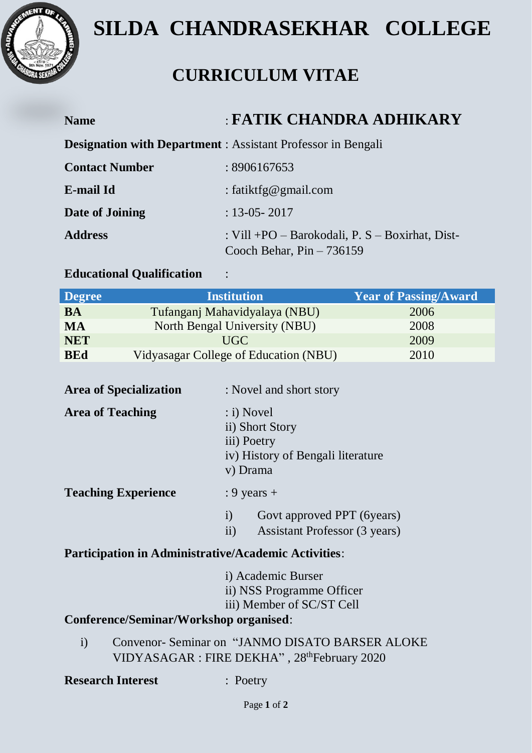# SILDA CHANDRASEKHAR COLLEGE

## CURRICULUM VITAE

**Name** : **FATIK CHANDRA ADHIKARY**

**Designation with Department** : Assistant Professor in Bengali

**Contact Number** : 8906167653

**E-mail Id** : fatiktfg@gmail.com

**Date of Joining** : 13-05- 2017

**Address** : Vill +PO – Barokodali, P. S – Boxirhat, Dist- Cooch Behar, Pin – 736159

**Educational Qualification** :

| Degree | Institution | Year of Passing/Award |
|---|---|---|
| **BA** | Tufanganj Mahavidyalaya (NBU) | 2006 |
| **MA** | North Bengal University (NBU) | 2008 |
| **NET** | UGC | 2009 |
| **BEd** | Vidyasagar College of Education (NBU) | 2010 |

**Area of Specialization** : Novel and short story

**Area of Teaching** : i) Novel
ii) Short Story
iii) Poetry
iv) History of Bengali literature
v) Drama

**Teaching Experience** : 9 years +

i) Govt approved PPT (6years)
ii) Assistant Professor (3 years)

**Participation in Administrative/Academic Activities**:

i) Academic Burser
ii) NSS Programme Officer
iii) Member of SC/ST Cell

**Conference/Seminar/Workshop organised**:

i) Convenor- Seminar on "JANMO DISATO BARSER ALOKE VIDYASAGAR : FIRE DEKHA" , 28th February 2020

**Research Interest** : Poetry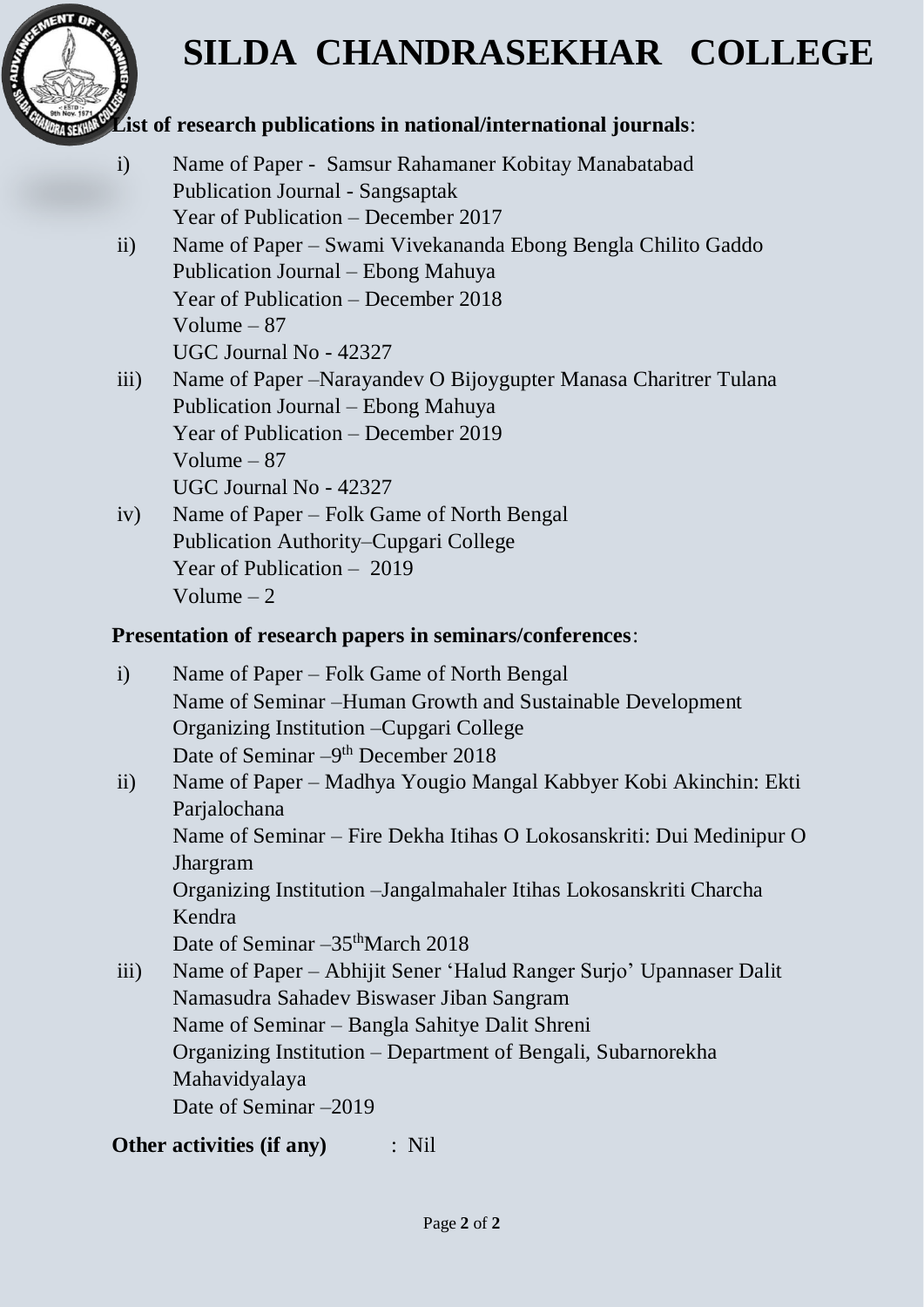# SILDA CHANDRASEKHAR COLLEGE

**List of research publications in national/international journals**:

i) Name of Paper - Samsur Rahamaner Kobitay Manabatabad
Publication Journal - Sangsaptak
Year of Publication – December 2017

ii) Name of Paper – Swami Vivekananda Ebong Bengla Chilito Gaddo
Publication Journal – Ebong Mahuya
Year of Publication – December 2018
Volume – 87
UGC Journal No - 42327

iii) Name of Paper –Narayandev O Bijoygupter Manasa Charitrer Tulana
Publication Journal – Ebong Mahuya
Year of Publication – December 2019
Volume – 87
UGC Journal No - 42327

iv) Name of Paper – Folk Game of North Bengal
Publication Authority–Cupgari College
Year of Publication – 2019
Volume – 2

**Presentation of research papers in seminars/conferences**:

i) Name of Paper – Folk Game of North Bengal
Name of Seminar –Human Growth and Sustainable Development
Organizing Institution –Cupgari College
Date of Seminar –9th December 2018

ii) Name of Paper – Madhya Yougio Mangal Kabbyer Kobi Akinchin: Ekti Parjalochana
Name of Seminar – Fire Dekha Itihas O Lokosanskriti: Dui Medinipur O Jhargram
Organizing Institution –Jangalmahaler Itihas Lokosanskriti Charcha Kendra
Date of Seminar –35thMarch 2018

iii) Name of Paper – Abhijit Sener 'Halud Ranger Surjo' Upannaser Dalit Namasudra Sahadev Biswaser Jiban Sangram
Name of Seminar – Bangla Sahitye Dalit Shreni
Organizing Institution – Department of Bengali, Subarnorekha Mahavidyalaya
Date of Seminar –2019

**Other activities (if any)** : Nil